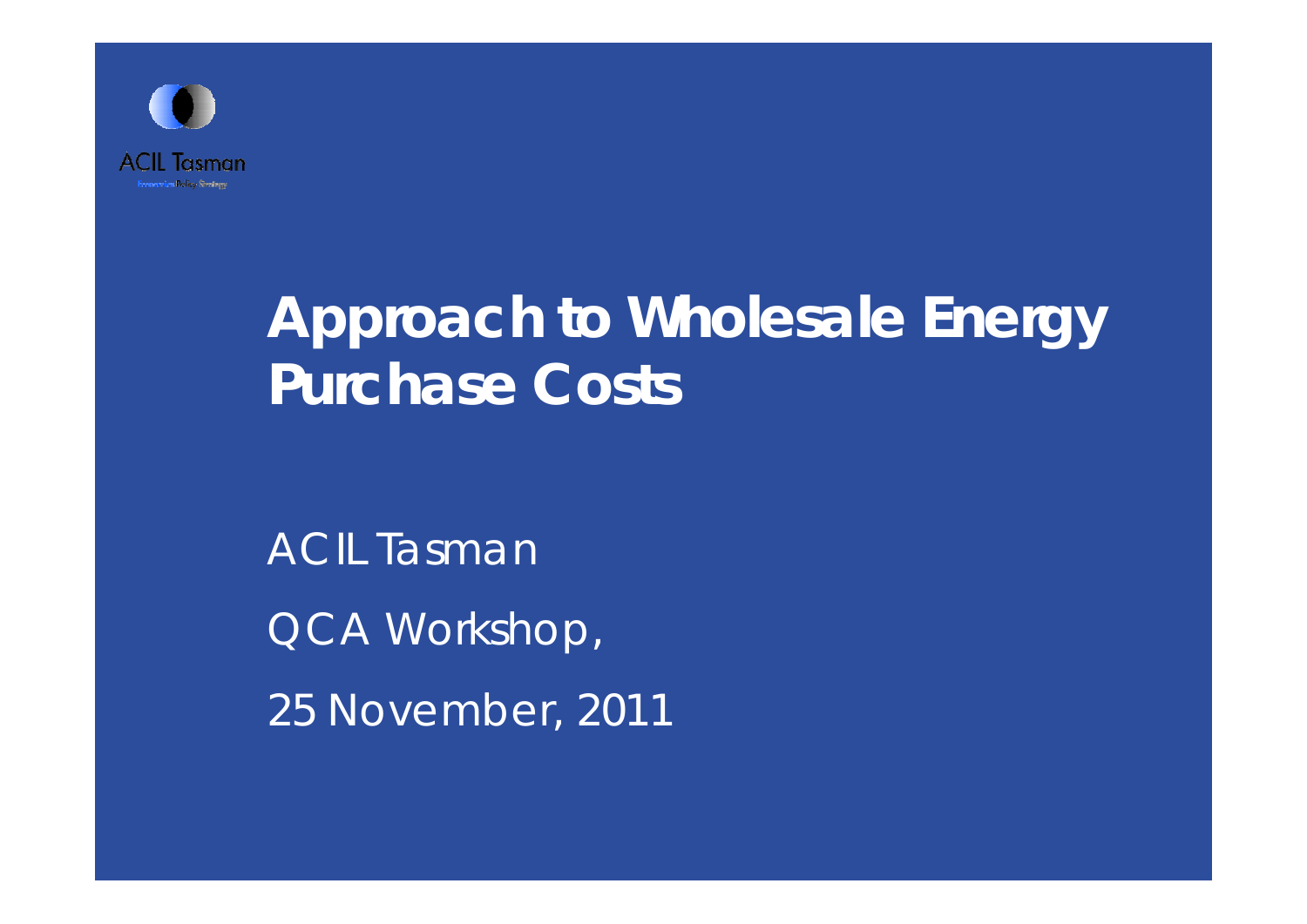ACIL Tasman

# Approach to Wholesale Energy Purchase Costs

ACIL Tasman

QCA Workshop,

25 November, 2011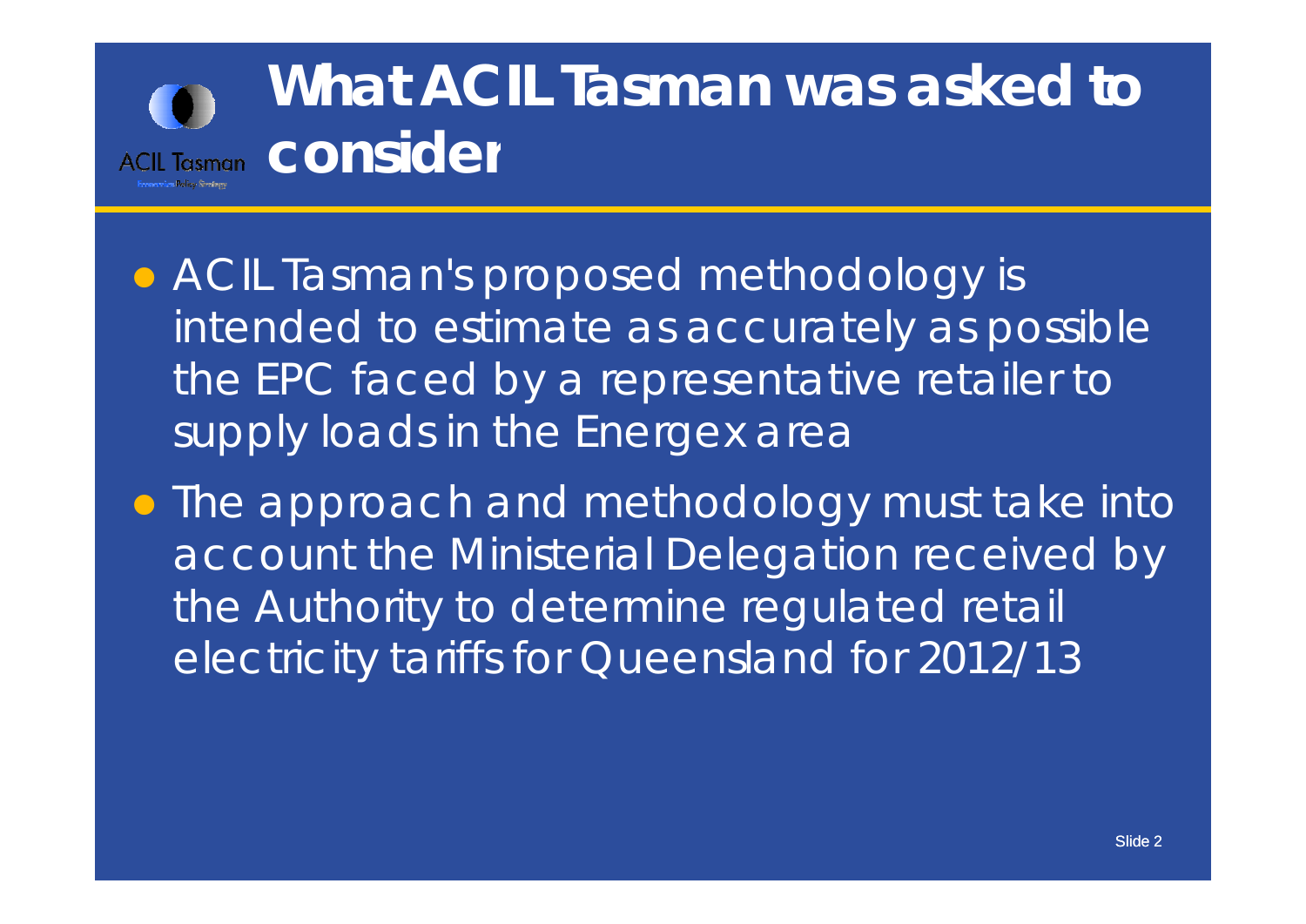# What ACIL Tasman was asked to consider

- ACIL Tasman's proposed methodology is intended to estimate as accurately as possible the EPC faced by a representative retailer to supply loads in the Energex area
- The approach and methodology must take into account the Ministerial Delegation received by the Authority to determine regulated retail electricity tariffs for Queensland for 2012/13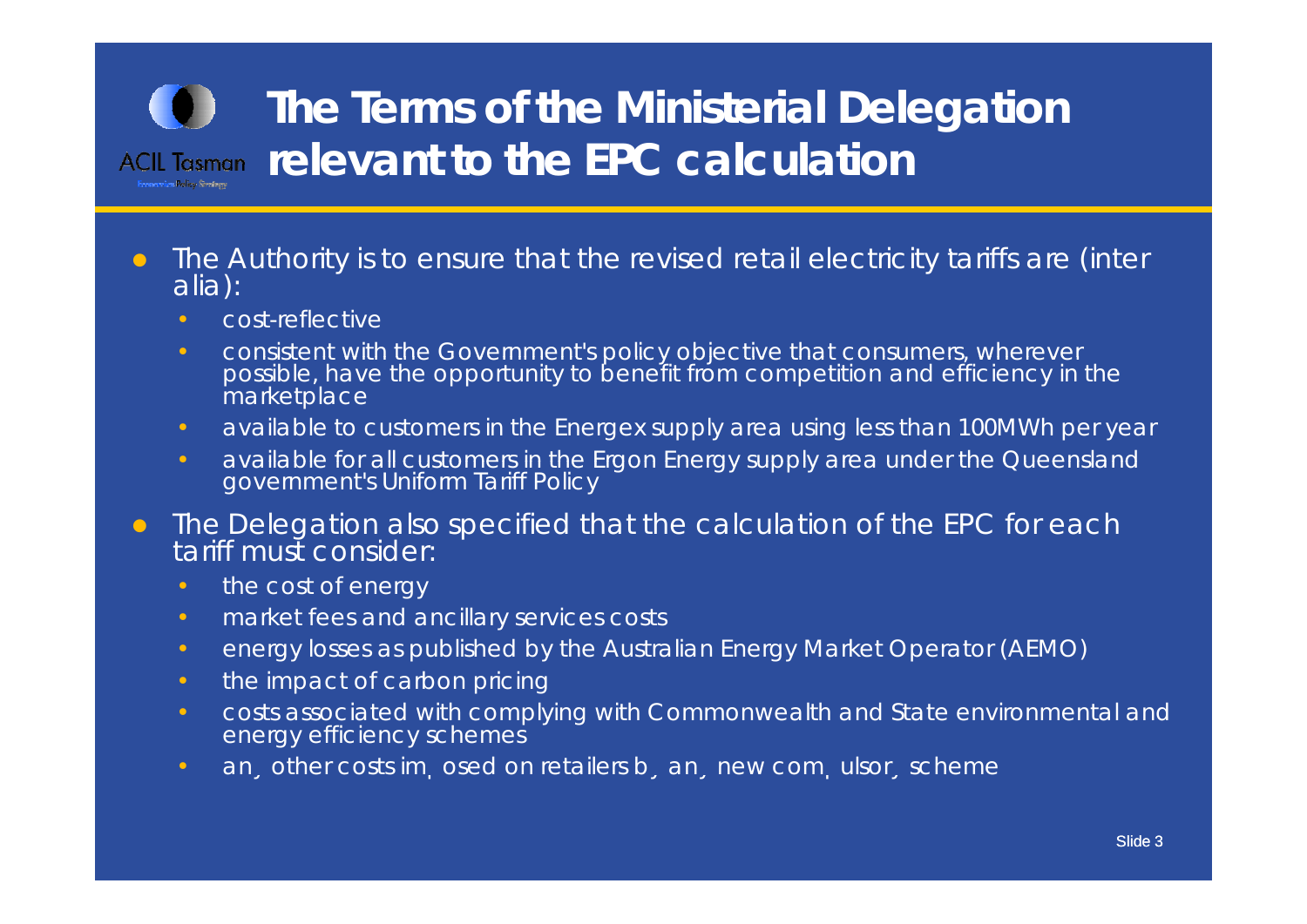# The Terms of the Ministerial Delegation relevant to the EPC calculation

- The Authority is to ensure that the revised retail electricity tariffs are (inter alia):
  - cost-reflective
  - consistent with the Government's policy objective that consumers, wherever possible, have the opportunity to benefit from competition and efficiency in the marketplace
  - available to customers in the Energex supply area using less than 100MWh per year
  - available for all customers in the Ergon Energy supply area under the Queensland government's Uniform Tariff Policy
- The Delegation also specified that the calculation of the EPC for each tariff must consider:
  - the cost of energy
  - market fees and ancillary services costs
  - energy losses as published by the Australian Energy Market Operator (AEMO)
  - the impact of carbon pricing
  - costs associated with complying with Commonwealth and State environmental and energy efficiency schemes
  - an¸ other costs im¸ osed on retailers b¸ an¸ new com¸ ulsor¸ scheme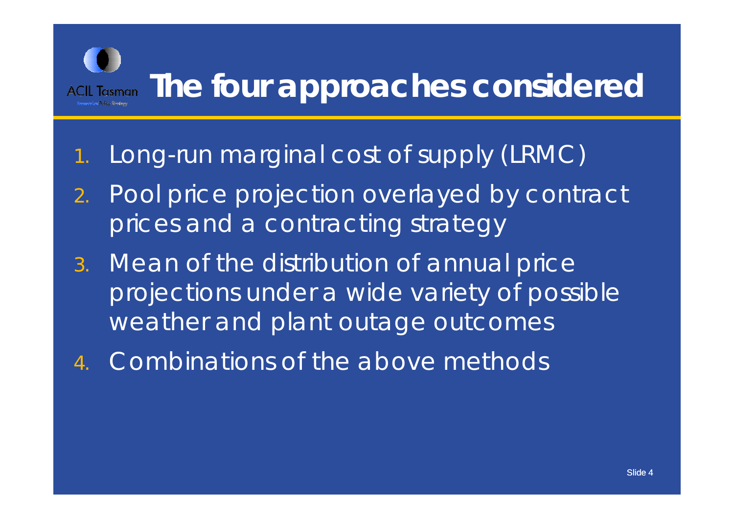# The four approaches considered

1. Long-run marginal cost of supply (LRMC)
2. Pool price projection overlayed by contract prices and a contracting strategy
3. Mean of the distribution of annual price projections under a wide variety of possible weather and plant outage outcomes
4. Combinations of the above methods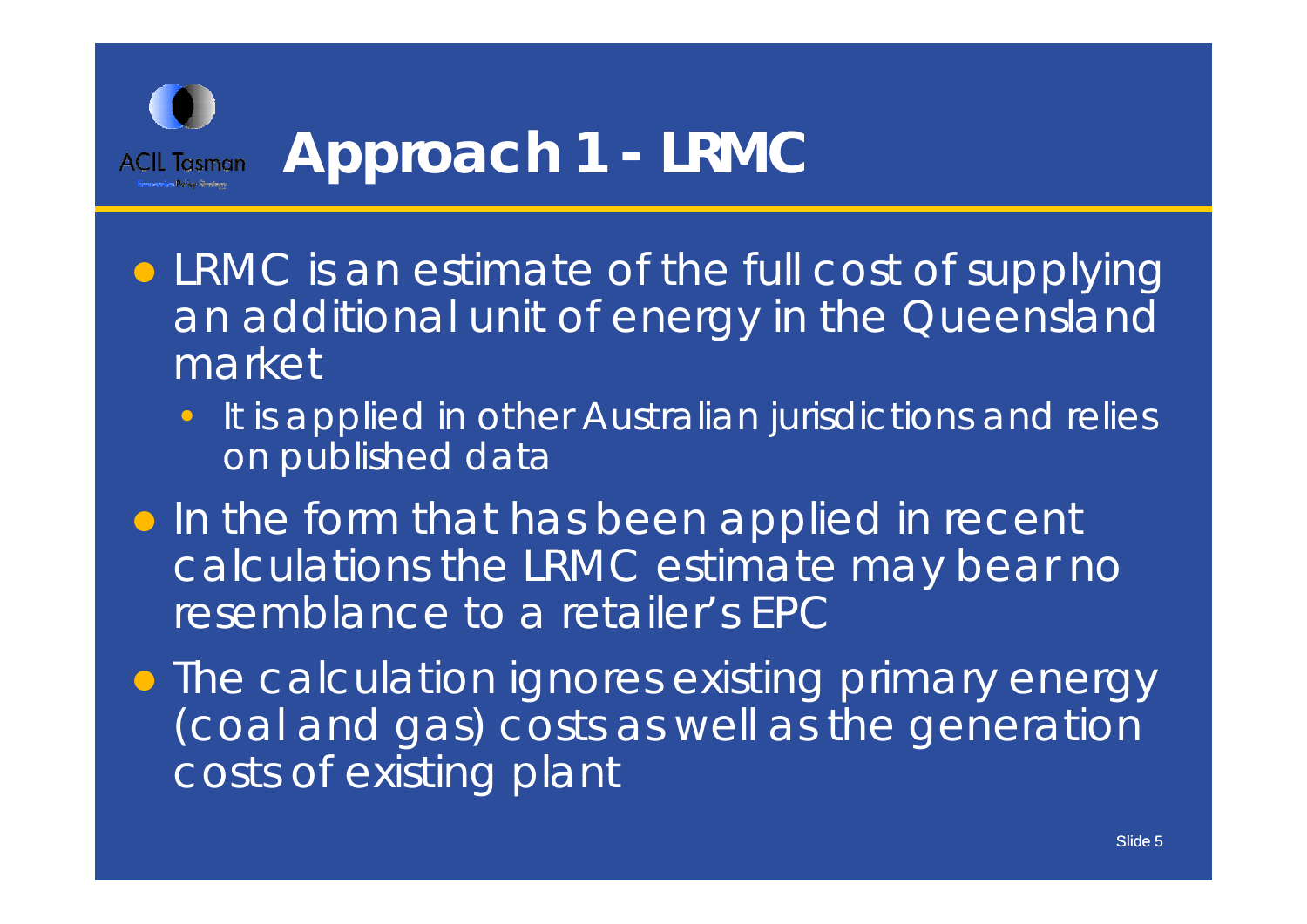# Approach 1 - LRMC

- LRMC is an estimate of the full cost of supplying an additional unit of energy in the Queensland market
  - It is applied in other Australian jurisdictions and relies on published data
- In the form that has been applied in recent calculations the LRMC estimate may bear no resemblance to a retailer's EPC
- The calculation ignores existing primary energy (coal and gas) costs as well as the generation costs of existing plant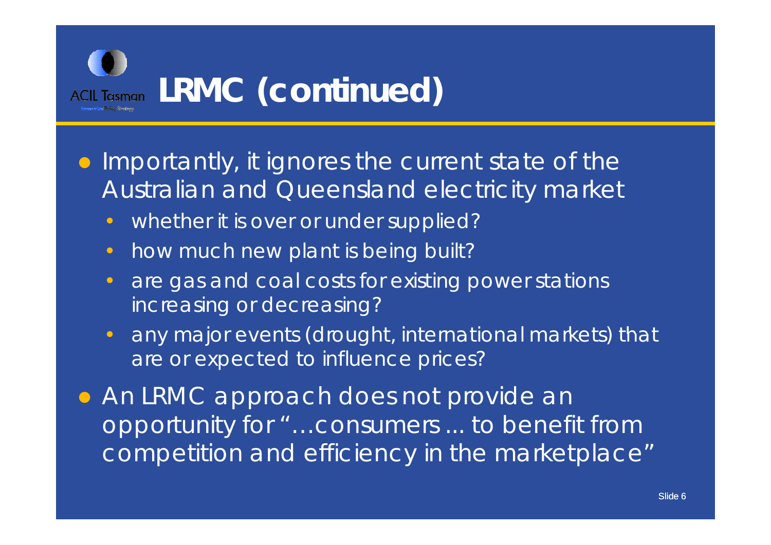# LRMC (continued)

- Importantly, it ignores the current state of the Australian and Queensland electricity market
  - whether it is over or under supplied?
  - how much new plant is being built?
  - are gas and coal costs for existing power stations increasing or decreasing?
  - any major events (drought, international markets) that are or expected to influence prices?
- An LRMC approach does not provide an opportunity for "…consumers ... to benefit from competition and efficiency in the marketplace"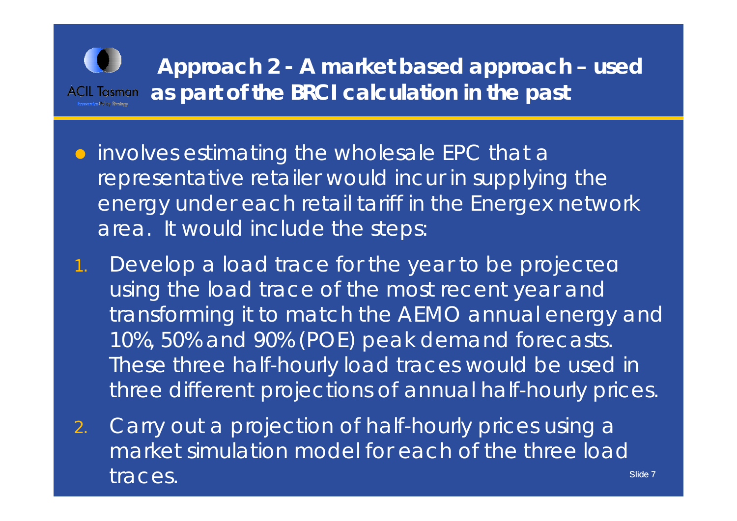# Approach 2 - A market based approach – used as part of the BRCI calculation in the past

- involves estimating the wholesale EPC that a representative retailer would incur in supplying the energy under each retail tariff in the Energex network area. It would include the steps:

1. Develop a load trace for the year to be projected using the load trace of the most recent year and transforming it to match the AEMO annual energy and 10%, 50% and 90% (POE) peak demand forecasts. These three half-hourly load traces would be used in three different projections of annual half-hourly prices.
2. Carry out a projection of half-hourly prices using a market simulation model for each of the three load traces.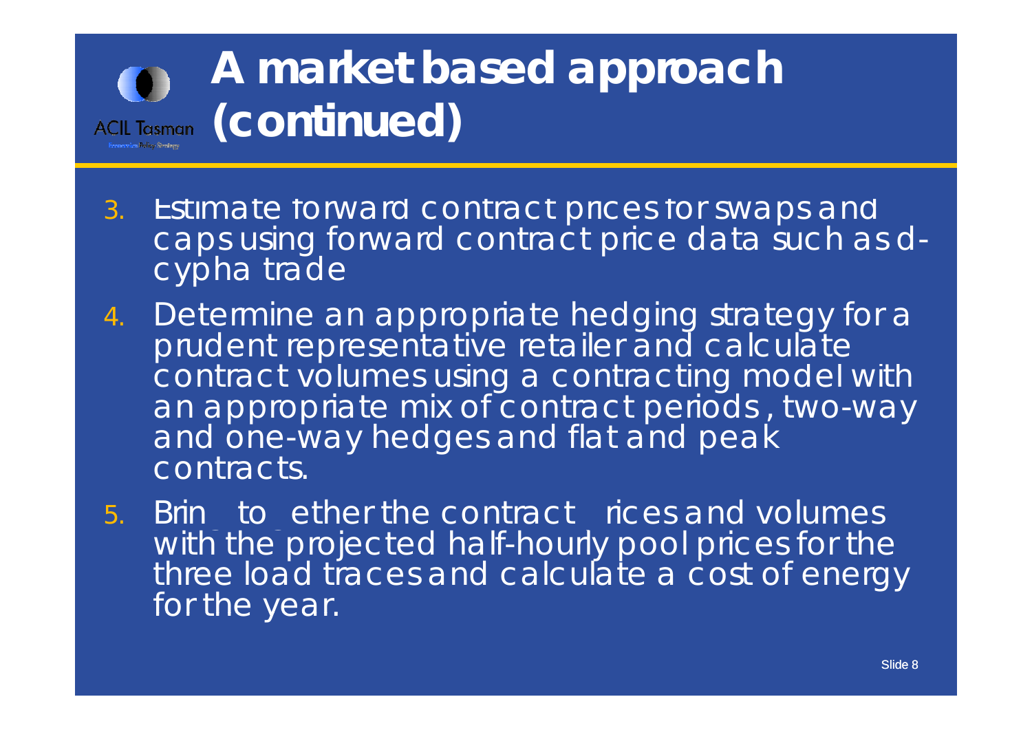# A market based approach (continued)

3. Estimate forward contract prices for swaps and caps using forward contract price data such as d-cypha trade
4. Determine an appropriate hedging strategy for a prudent representative retailer and calculate contract volumes using a contracting model with an appropriate mix of contract periods , two-way and one-way hedges and flat and peak contracts.
5. Brin to ether the contract rices and volumes with the projected half-hourly pool prices for the three load traces and calculate a cost of energy for the year.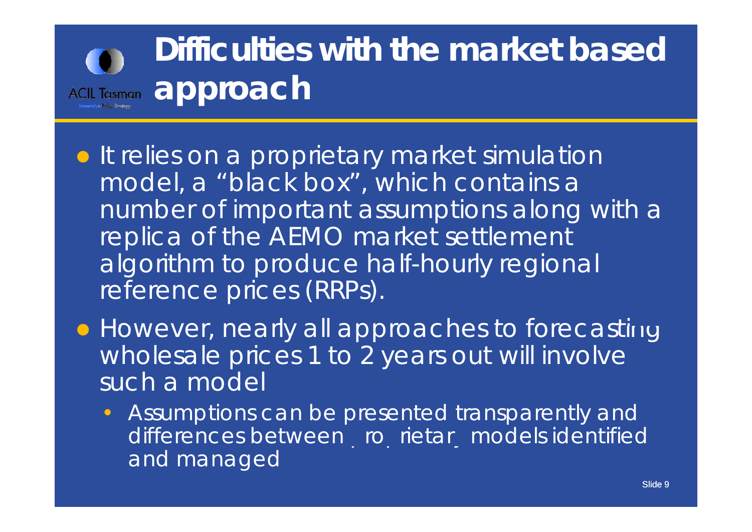# Difficulties with the market based approach

- It relies on a proprietary market simulation model, a "black box", which contains a number of important assumptions along with a replica of the AEMO market settlement algorithm to produce half-hourly regional reference prices (RRPs).
- However, nearly all approaches to forecasting wholesale prices 1 to 2 years out will involve such a model
  - Assumptions can be presented transparently and differences between proprietary models identified and managed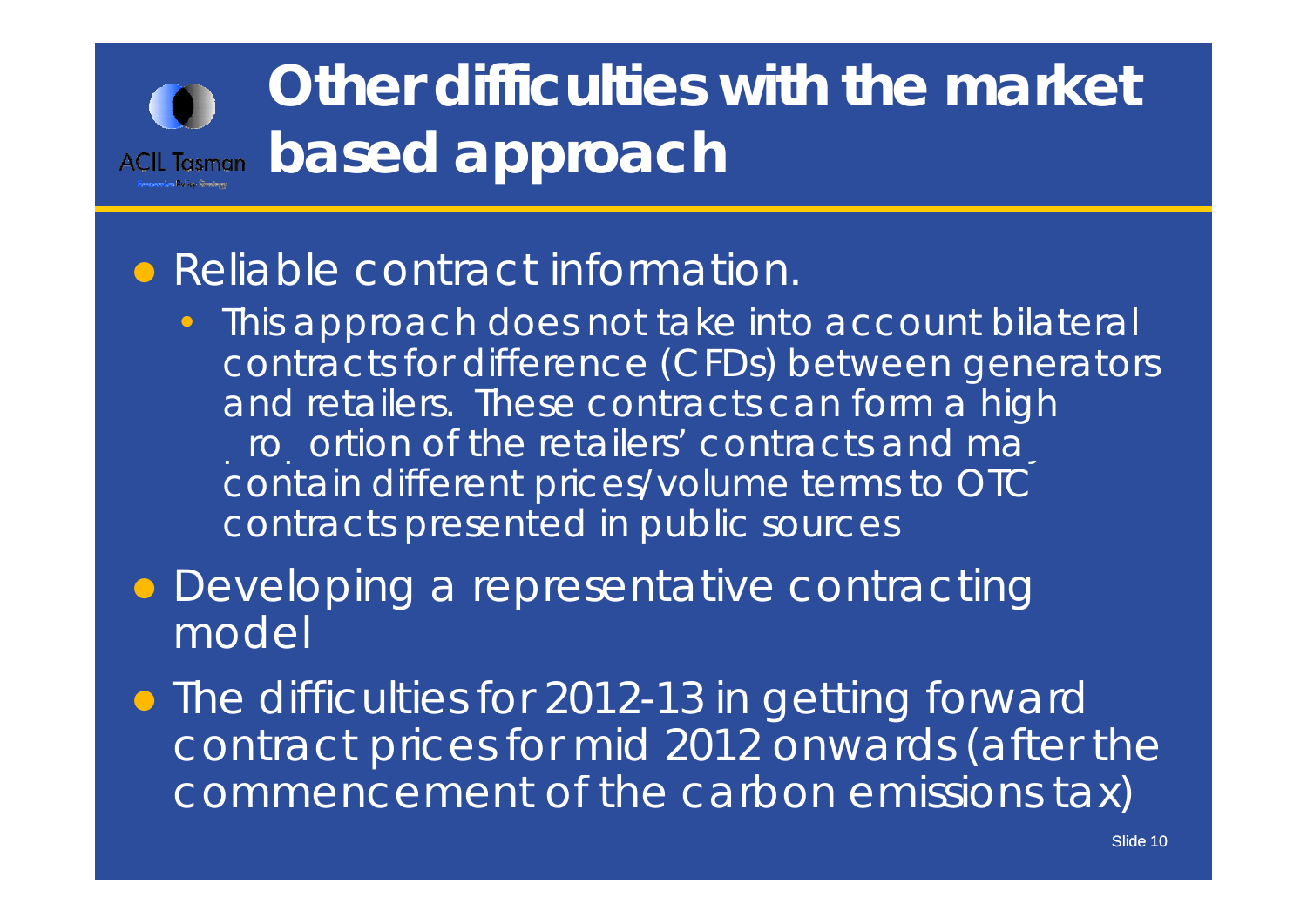# Other difficulties with the market based approach

- Reliable contract information.
  - This approach does not take into account bilateral contracts for difference (CFDs) between generators and retailers. These contracts can form a high proportion of the retailers' contracts and may contain different prices/volume terms to OTC contracts presented in public sources
- Developing a representative contracting model
- The difficulties for 2012-13 in getting forward contract prices for mid 2012 onwards (after the commencement of the carbon emissions tax)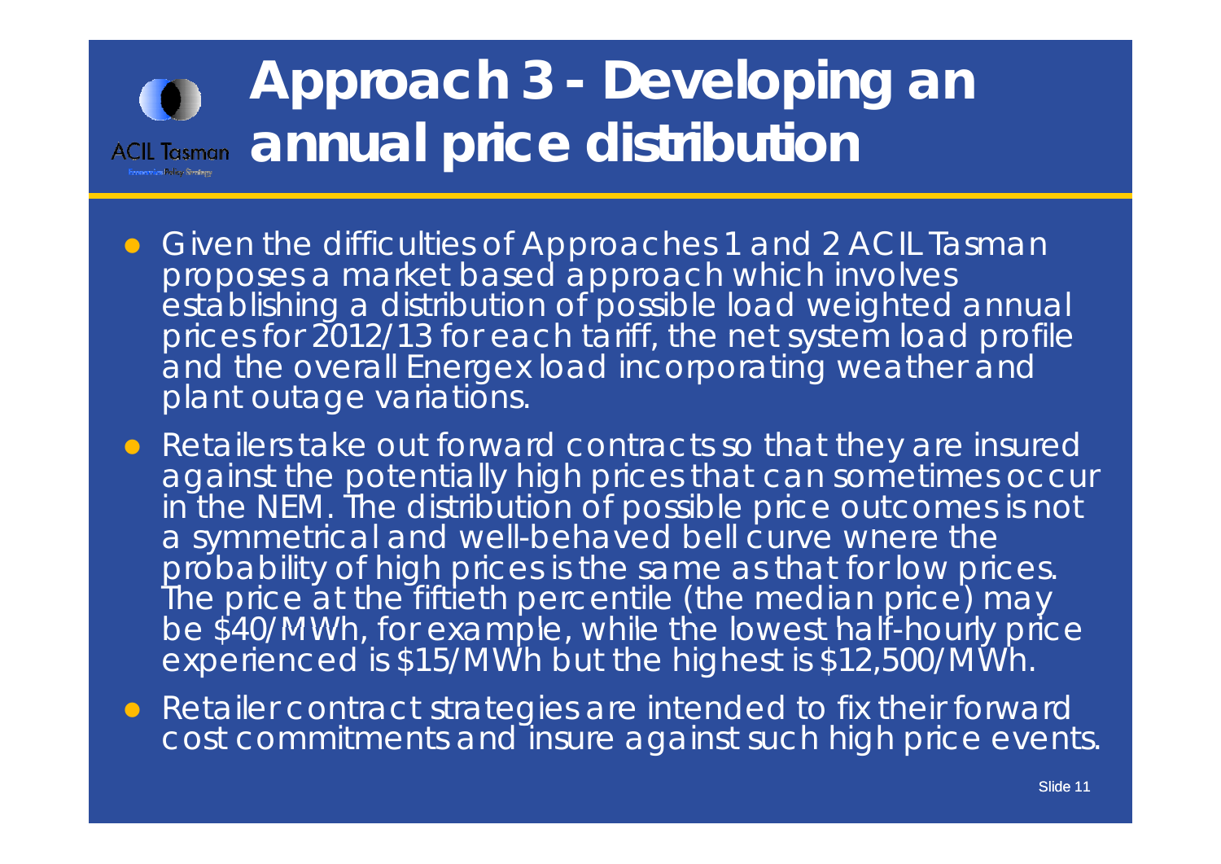# Approach 3 - Developing an annual price distribution

- Given the difficulties of Approaches 1 and 2 ACIL Tasman proposes a market based approach which involves establishing a distribution of possible load weighted annual prices for 2012/13 for each tariff, the net system load profile and the overall Energex load incorporating weather and plant outage variations.
- Retailers take out forward contracts so that they are insured against the potentially high prices that can sometimes occur in the NEM. The distribution of possible price outcomes is not a symmetrical and well-behaved bell curve wnere the probability of high prices is the same as that for low prices. The price at the fiftieth percentile (the median price) may be $40/MWh, for example, while the lowest half-hourly price experienced is $15/MWh but the highest is $12,500/MWh.
- Retailer contract strategies are intended to fix their forward cost commitments and insure against such high price events.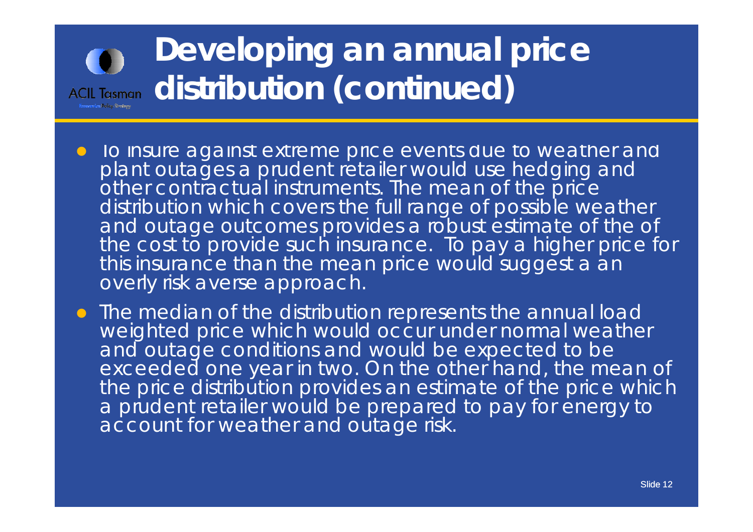# Developing an annual price distribution (continued)

- To insure against extreme price events due to weather and plant outages a prudent retailer would use hedging and other contractual instruments. The mean of the price distribution which covers the full range of possible weather and outage outcomes provides a robust estimate of the of the cost to provide such insurance. To pay a higher price for this insurance than the mean price would suggest a an overly risk averse approach.
- The median of the distribution represents the annual load weighted price which would occur under normal weather and outage conditions and would be expected to be exceeded one year in two. On the other hand, the mean of the price distribution provides an estimate of the price which a prudent retailer would be prepared to pay for energy to account for weather and outage risk.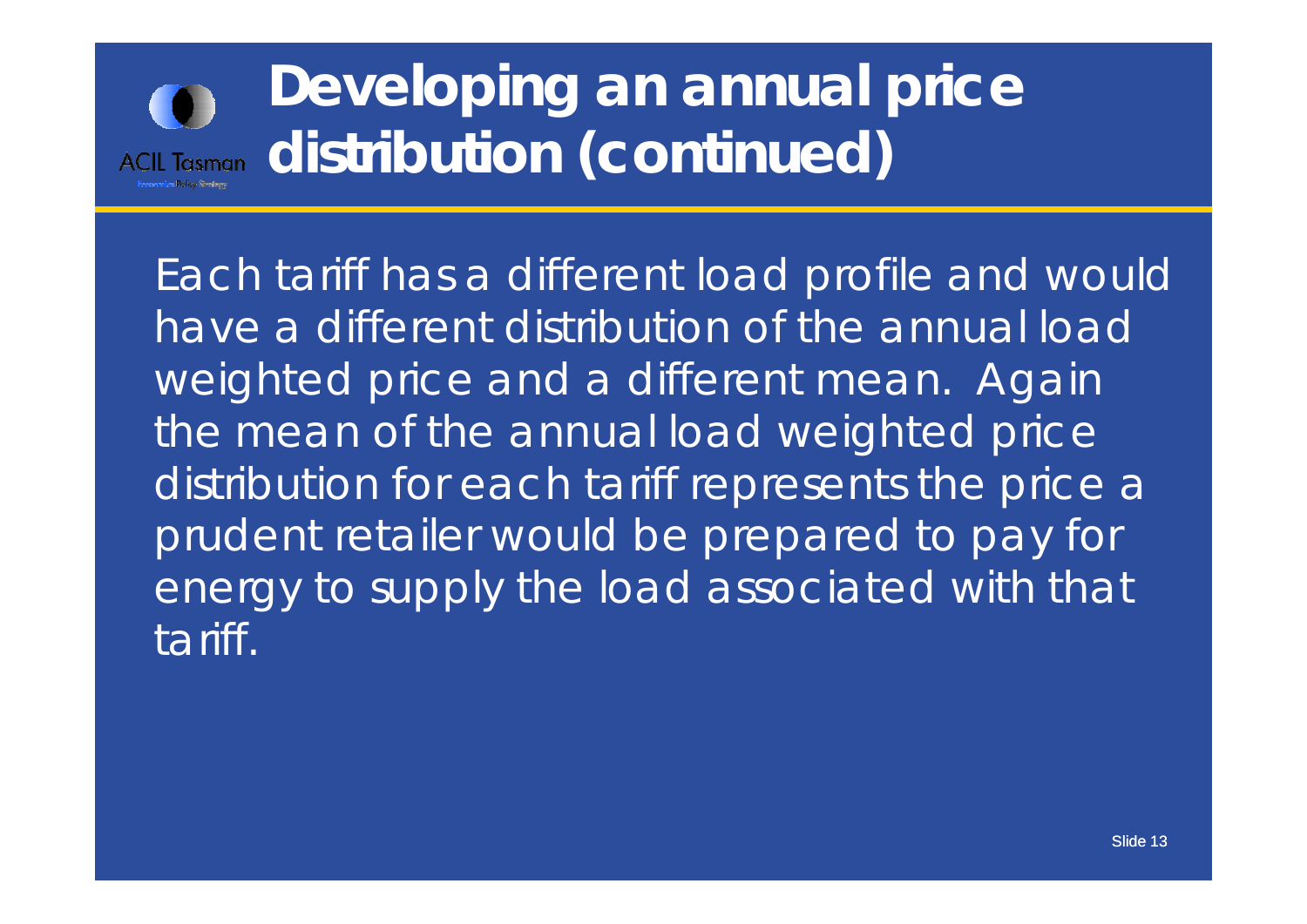# Developing an annual price distribution (continued)

Each tariff has a different load profile and would have a different distribution of the annual load weighted price and a different mean. Again the mean of the annual load weighted price distribution for each tariff represents the price a prudent retailer would be prepared to pay for energy to supply the load associated with that tariff.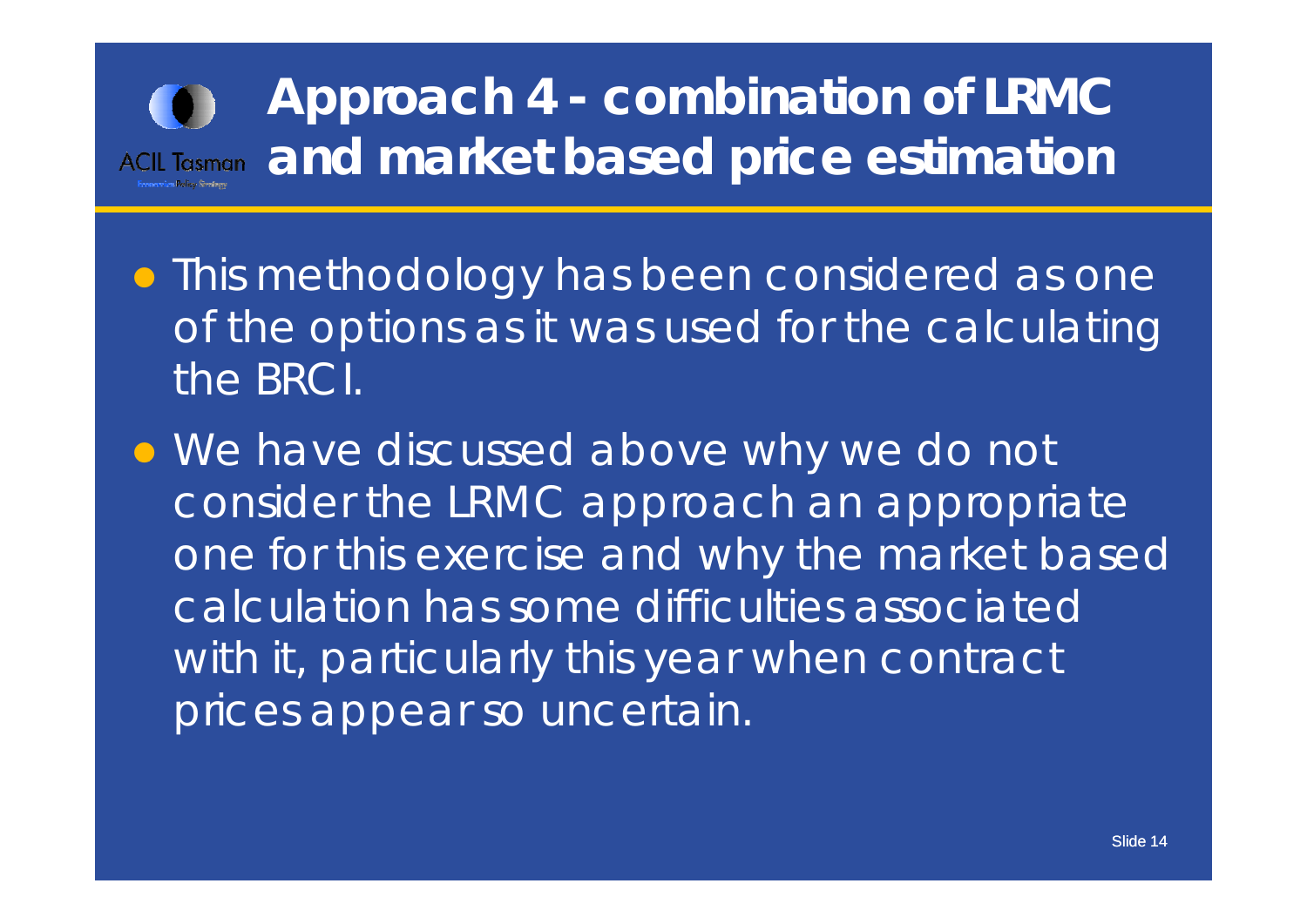# Approach 4 - combination of LRMC and market based price estimation

- This methodology has been considered as one of the options as it was used for the calculating the BRCI.
- We have discussed above why we do not consider the LRMC approach an appropriate one for this exercise and why the market based calculation has some difficulties associated with it, particularly this year when contract prices appear so uncertain.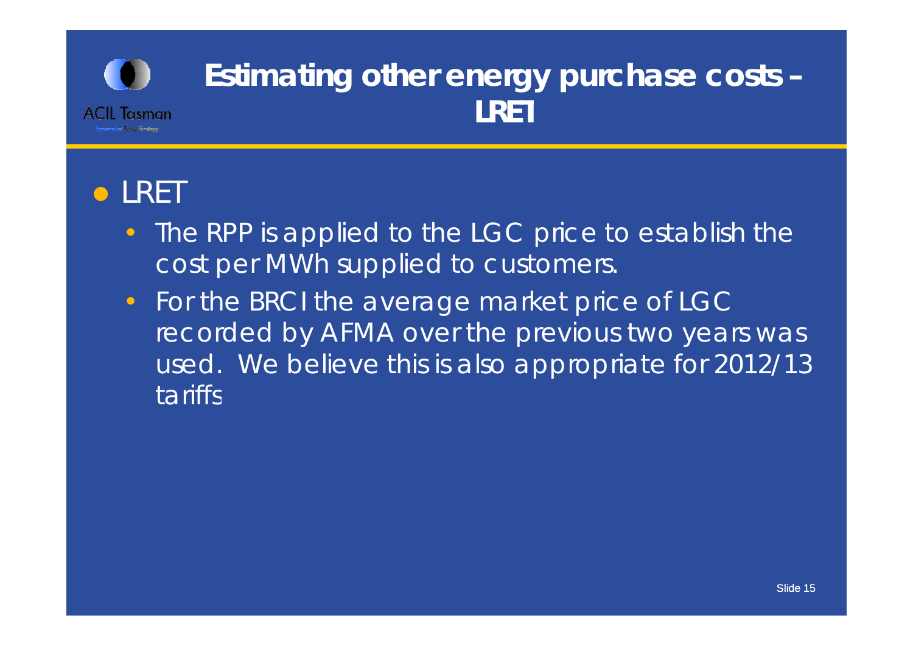# Estimating other energy purchase costs – LRET

- LRET
  - The RPP is applied to the LGC price to establish the cost per MWh supplied to customers.
  - For the BRCI the average market price of LGC recorded by AFMA over the previous two years was used. We believe this is also appropriate for 2012/13 tariffs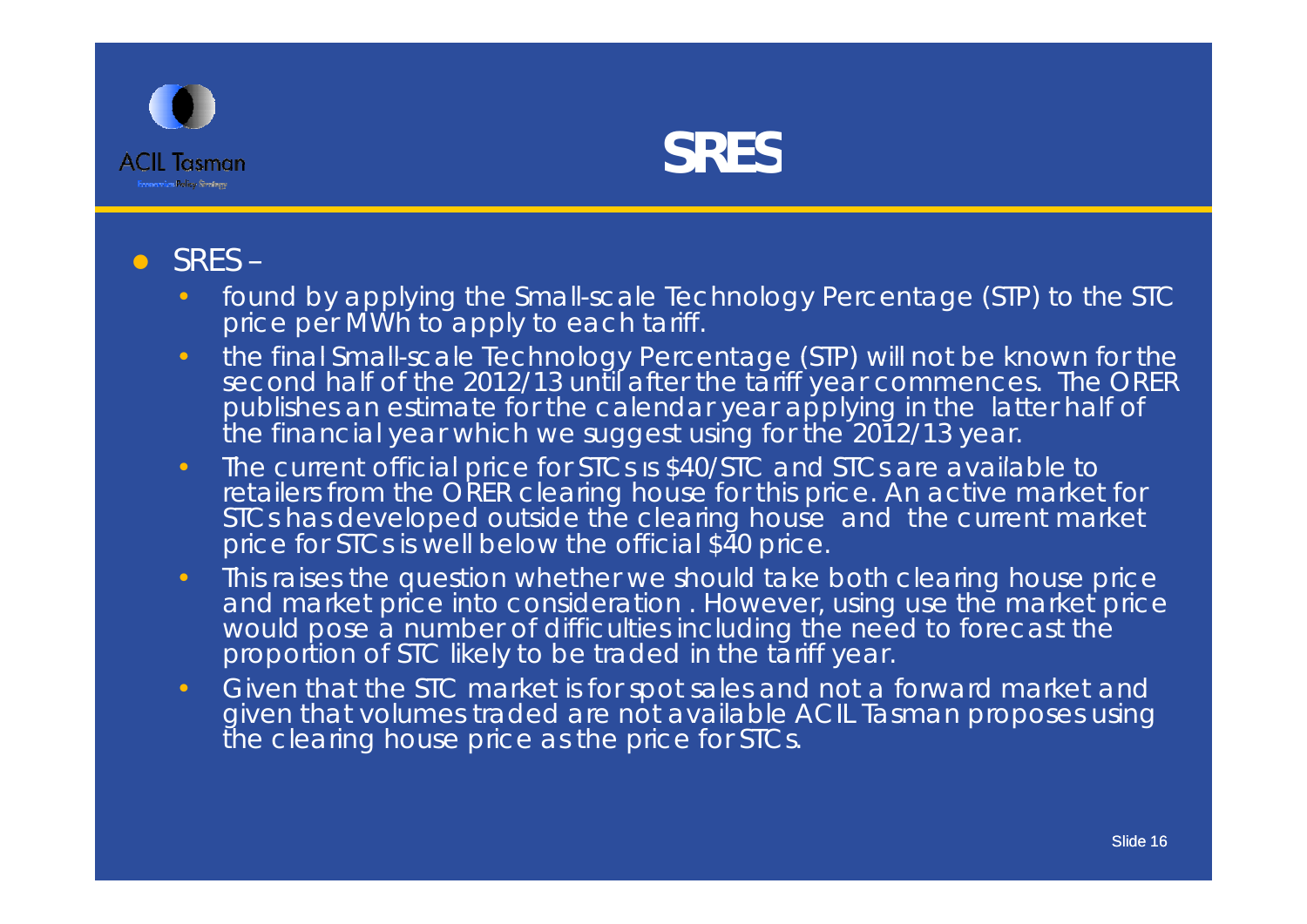# SRES

- SRES –
  - found by applying the Small-scale Technology Percentage (STP) to the STC price per MWh to apply to each tariff.
  - the final Small-scale Technology Percentage (STP) will not be known for the second half of the 2012/13 until after the tariff year commences. The ORER publishes an estimate for the calendar year applying in the latter half of the financial year which we suggest using for the 2012/13 year.
  - The current official price for STCs is $40/STC and STCs are available to retailers from the ORER clearing house for this price. An active market for STCs has developed outside the clearing house and the current market price for STCs is well below the official $40 price.
  - This raises the question whether we should take both clearing house price and market price into consideration . However, using use the market price would pose a number of difficulties including the need to forecast the proportion of STC likely to be traded in the tariff year.
  - Given that the STC market is for spot sales and not a forward market and given that volumes traded are not available ACIL Tasman proposes using the clearing house price as the price for STCs.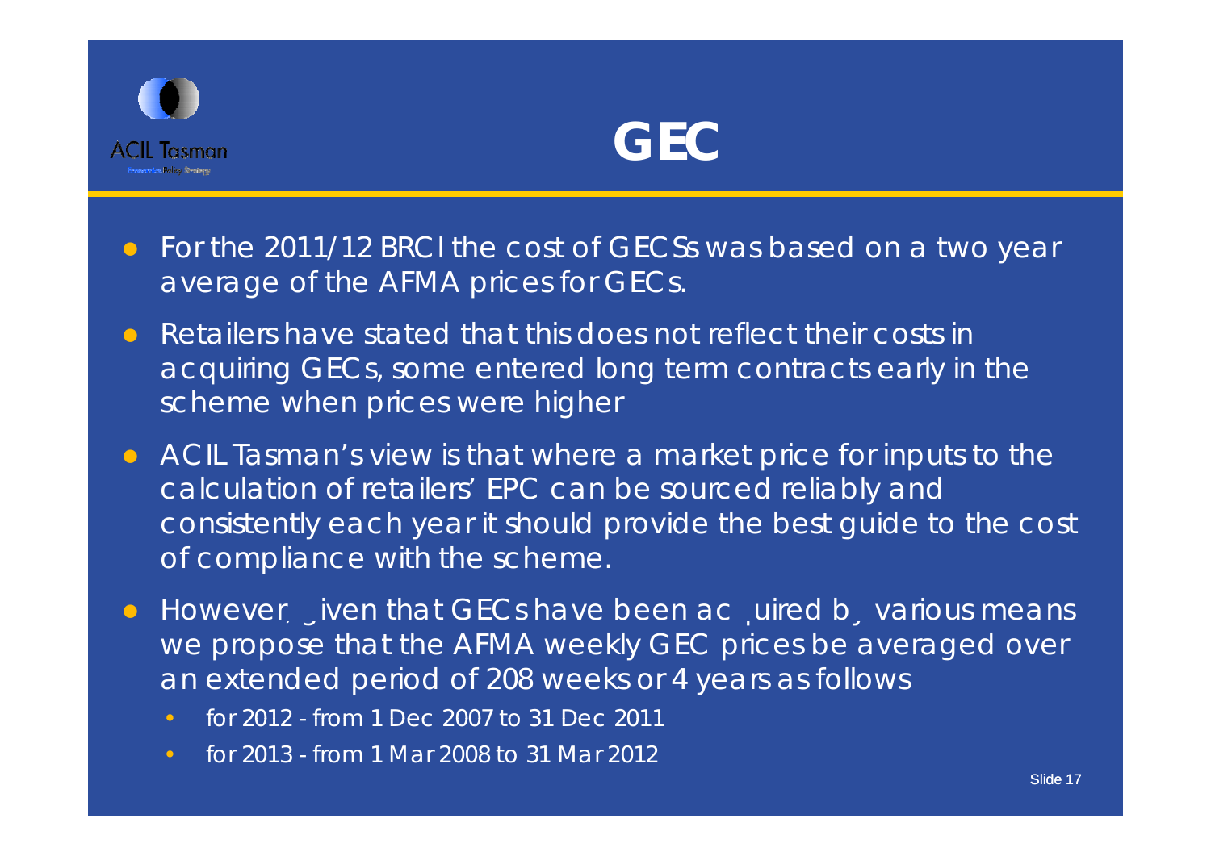# GEC

- For the 2011/12 BRCI the cost of GECSs was based on a two year average of the AFMA prices for GECs.
- Retailers have stated that this does not reflect their costs in acquiring GECs, some entered long term contracts early in the scheme when prices were higher
- ACIL Tasman's view is that where a market price for inputs to the calculation of retailers' EPC can be sourced reliably and consistently each year it should provide the best guide to the cost of compliance with the scheme.
- However, given that GECs have been acquired by various means we propose that the AFMA weekly GEC prices be averaged over an extended period of 208 weeks or 4 years as follows
  - for 2012 - from 1 Dec 2007 to 31 Dec 2011
  - for 2013 - from 1 Mar 2008 to 31 Mar 2012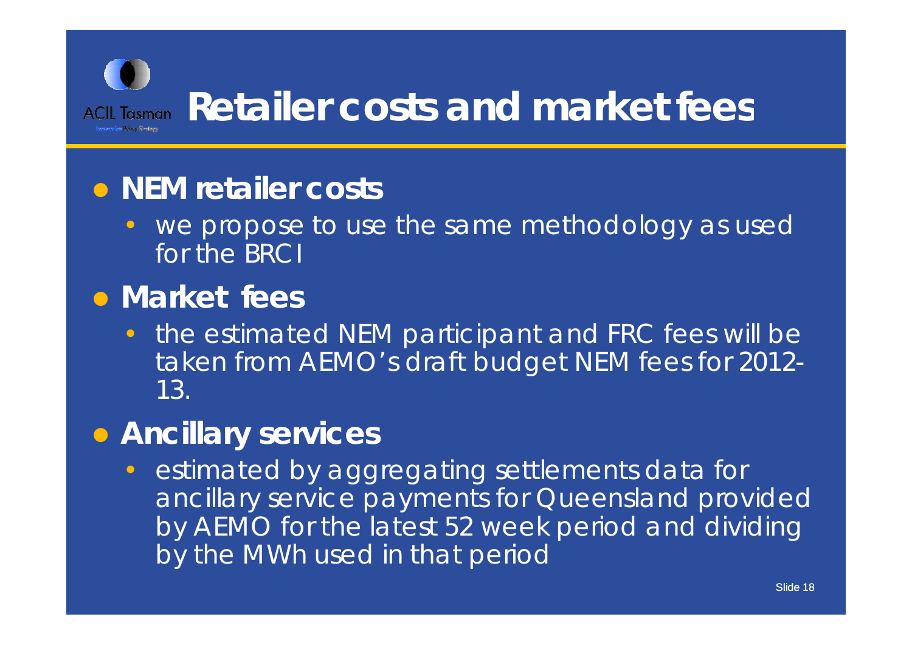# Retailer costs and market fees

- **NEM retailer costs**
  - we propose to use the same methodology as used for the BRCI
- **Market fees**
  - the estimated NEM participant and FRC fees will be taken from AEMO's draft budget NEM fees for 2012-13.
- **Ancillary services**
  - estimated by aggregating settlements data for ancillary service payments for Queensland provided by AEMO for the latest 52 week period and dividing by the MWh used in that period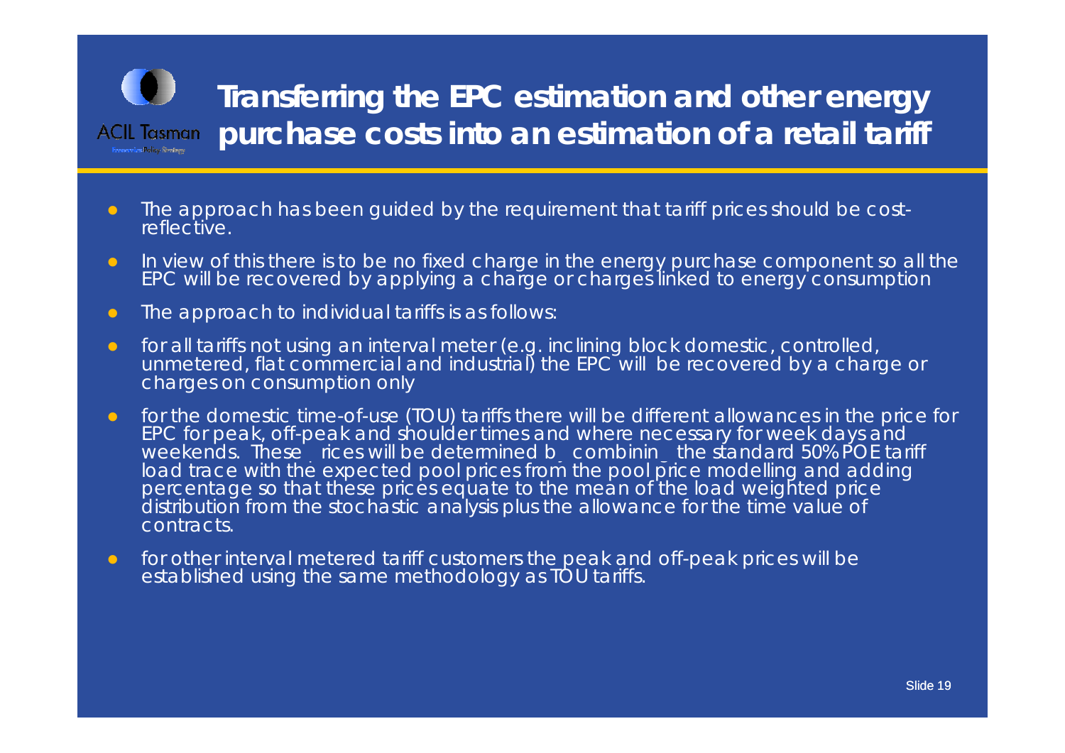# Transferring the EPC estimation and other energy purchase costs into an estimation of a retail tariff

- The approach has been guided by the requirement that tariff prices should be cost-reflective.
- In view of this there is to be no fixed charge in the energy purchase component so all the EPC will be recovered by applying a charge or charges linked to energy consumption
- The approach to individual tariffs is as follows:
- for all tariffs not using an interval meter (e.g. inclining block domestic, controlled, unmetered, flat commercial and industrial) the EPC will be recovered by a charge or charges on consumption only
- for the domestic time-of-use (TOU) tariffs there will be different allowances in the price for EPC for peak, off-peak and shoulder times and where necessary for week days and weekends. These prices will be determined by combining the standard 50% POE tariff load trace with the expected pool prices from the pool price modelling and adding percentage so that these prices equate to the mean of the load weighted price distribution from the stochastic analysis plus the allowance for the time value of contracts.
- for other interval metered tariff customers the peak and off-peak prices will be established using the same methodology as TOU tariffs.